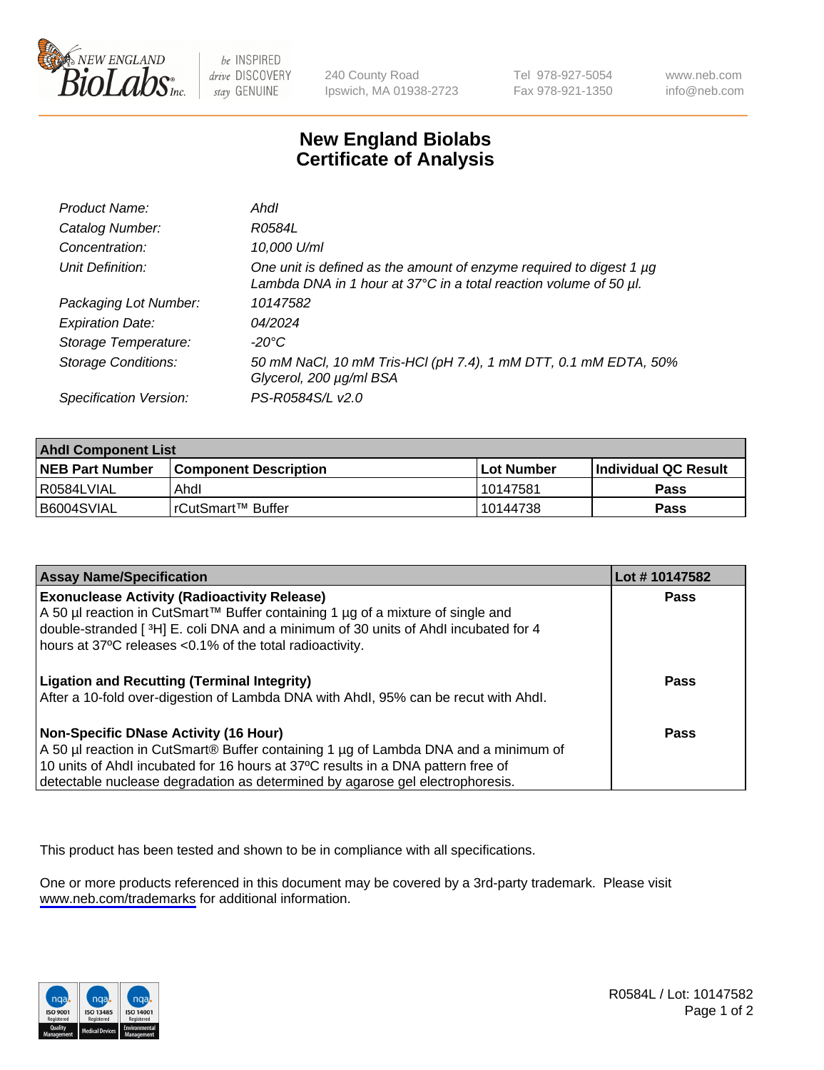# New England Biolabs Certificate of Analysis

| | |
|---|---|
| *Product Name:* | *AhdI* |
| *Catalog Number:* | *R0584L* |
| *Concentration:* | *10,000 U/ml* |
| *Unit Definition:* | *One unit is defined as the amount of enzyme required to digest 1 µg Lambda DNA in 1 hour at 37°C in a total reaction volume of 50 µl.* |
| *Packaging Lot Number:* | *10147582* |
| *Expiration Date:* | *04/2024* |
| *Storage Temperature:* | *-20°C* |
| *Storage Conditions:* | *50 mM NaCl, 10 mM Tris-HCl (pH 7.4), 1 mM DTT, 0.1 mM EDTA, 50% Glycerol, 200 µg/ml BSA* |
| *Specification Version:* | *PS-R0584S/L v2.0* |

| AhdI Component List | | | |
|---|---|---|---|
| **NEB Part Number** | **Component Description** | **Lot Number** | **Individual QC Result** |
| R0584LVIAL | AhdI | 10147581 | **Pass** |
| B6004SVIAL | rCutSmart™ Buffer | 10144738 | **Pass** |

| Assay Name/Specification | Lot # 10147582 |
|---|---|
| **Exonuclease Activity (Radioactivity Release)**<br>A 50 µl reaction in CutSmart™ Buffer containing 1 µg of a mixture of single and double-stranded [ $^3$H] E. coli DNA and a minimum of 30 units of AhdI incubated for 4 hours at 37ºC releases <0.1% of the total radioactivity. | **Pass** |
| **Ligation and Recutting (Terminal Integrity)**<br>After a 10-fold over-digestion of Lambda DNA with AhdI, 95% can be recut with AhdI. | **Pass** |
| **Non-Specific DNase Activity (16 Hour)**<br>A 50 µl reaction in CutSmart® Buffer containing 1 µg of Lambda DNA and a minimum of 10 units of AhdI incubated for 16 hours at 37ºC results in a DNA pattern free of detectable nuclease degradation as determined by agarose gel electrophoresis. | **Pass** |

This product has been tested and shown to be in compliance with all specifications.

One or more products referenced in this document may be covered by a 3rd-party trademark. Please visit www.neb.com/trademarks for additional information.

R0584L / Lot: 10147582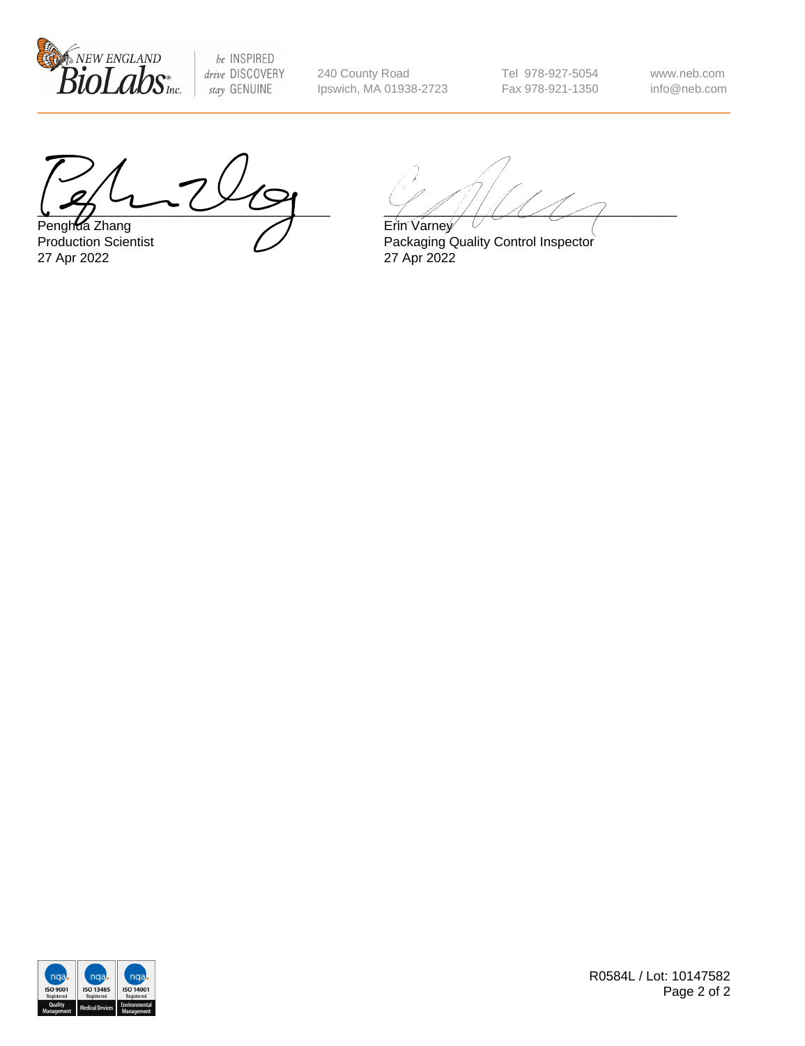Penghua Zhang
Production Scientist
27 Apr 2022

Erin Varney
Packaging Quality Control Inspector
27 Apr 2022

R0584L / Lot: 10147582